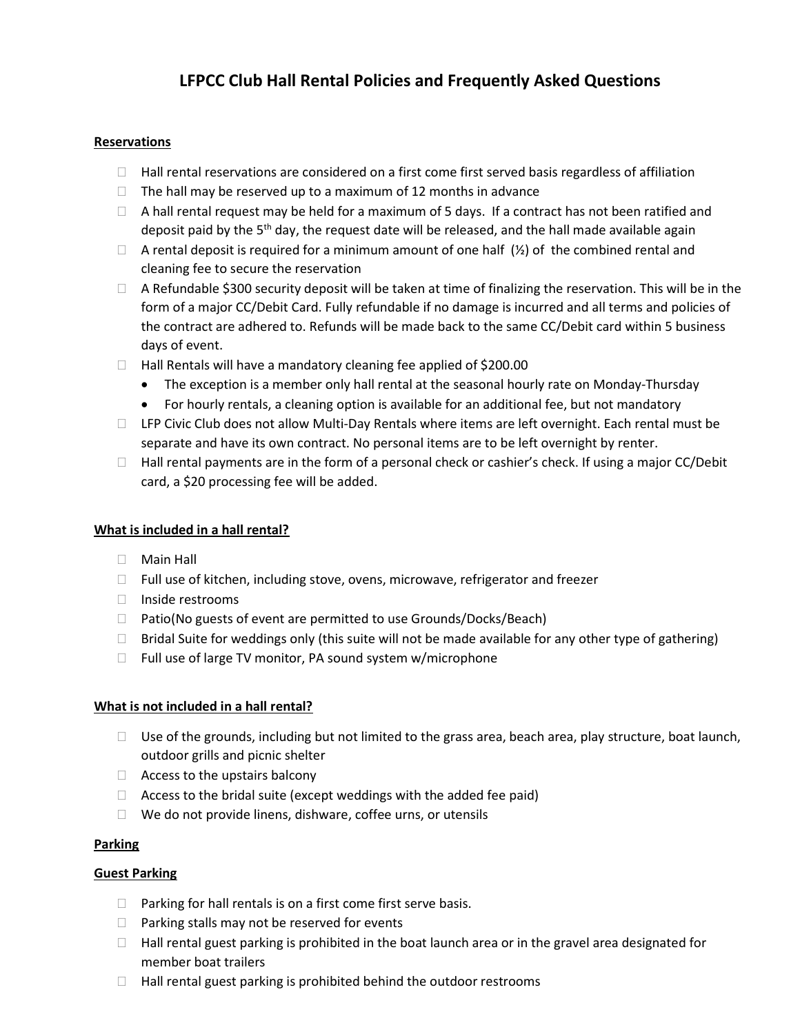# LFPCC Club Hall Rental Policies and Frequently Asked Questions

## Reservations

- Hall rental reservations are considered on a first come first served basis regardless of affiliation
- The hall may be reserved up to a maximum of 12 months in advance
- A hall rental request may be held for a maximum of 5 days. If a contract has not been ratified and deposit paid by the 5th day, the request date will be released, and the hall made available again
- A rental deposit is required for a minimum amount of one half (½) of the combined rental and cleaning fee to secure the reservation
- A Refundable $300 security deposit will be taken at time of finalizing the reservation. This will be in the form of a major CC/Debit Card. Fully refundable if no damage is incurred and all terms and policies of the contract are adhered to. Refunds will be made back to the same CC/Debit card within 5 business days of event.
- Hall Rentals will have a mandatory cleaning fee applied of $200.00
  - The exception is a member only hall rental at the seasonal hourly rate on Monday-Thursday
  - For hourly rentals, a cleaning option is available for an additional fee, but not mandatory
- LFP Civic Club does not allow Multi-Day Rentals where items are left overnight. Each rental must be separate and have its own contract. No personal items are to be left overnight by renter.
- Hall rental payments are in the form of a personal check or cashier's check. If using a major CC/Debit card, a $20 processing fee will be added.

## What is included in a hall rental?

- Main Hall
- Full use of kitchen, including stove, ovens, microwave, refrigerator and freezer
- Inside restrooms
- Patio(No guests of event are permitted to use Grounds/Docks/Beach)
- Bridal Suite for weddings only (this suite will not be made available for any other type of gathering)
- Full use of large TV monitor, PA sound system w/microphone

## What is not included in a hall rental?

- Use of the grounds, including but not limited to the grass area, beach area, play structure, boat launch, outdoor grills and picnic shelter
- Access to the upstairs balcony
- Access to the bridal suite (except weddings with the added fee paid)
- We do not provide linens, dishware, coffee urns, or utensils

## Parking

### Guest Parking

- Parking for hall rentals is on a first come first serve basis.
- Parking stalls may not be reserved for events
- Hall rental guest parking is prohibited in the boat launch area or in the gravel area designated for member boat trailers
- Hall rental guest parking is prohibited behind the outdoor restrooms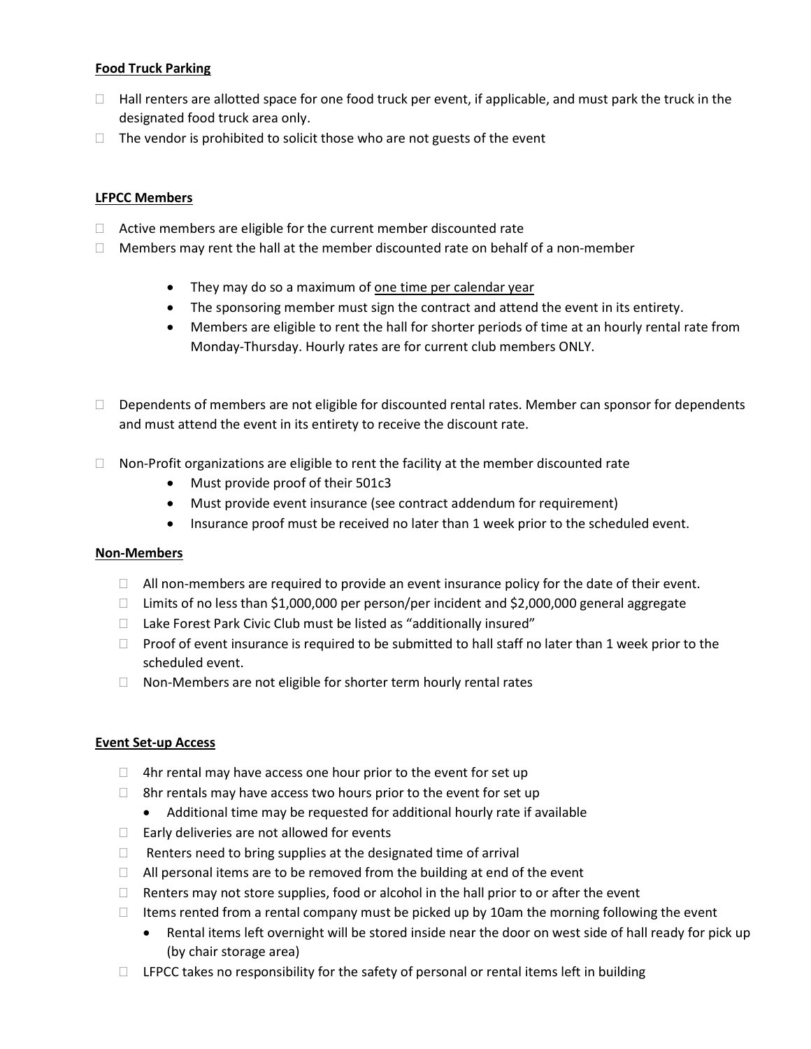**Food Truck Parking**

- Hall renters are allotted space for one food truck per event, if applicable, and must park the truck in the designated food truck area only.
- The vendor is prohibited to solicit those who are not guests of the event

**LFPCC Members**

- Active members are eligible for the current member discounted rate
- Members may rent the hall at the member discounted rate on behalf of a non-member
    - They may do so a maximum of one time per calendar year
    - The sponsoring member must sign the contract and attend the event in its entirety.
    - Members are eligible to rent the hall for shorter periods of time at an hourly rental rate from Monday-Thursday. Hourly rates are for current club members ONLY.
- Dependents of members are not eligible for discounted rental rates. Member can sponsor for dependents and must attend the event in its entirety to receive the discount rate.
- Non-Profit organizations are eligible to rent the facility at the member discounted rate
    - Must provide proof of their 501c3
    - Must provide event insurance (see contract addendum for requirement)
    - Insurance proof must be received no later than 1 week prior to the scheduled event.

**Non-Members**

- All non-members are required to provide an event insurance policy for the date of their event.
- Limits of no less than $1,000,000 per person/per incident and $2,000,000 general aggregate
- Lake Forest Park Civic Club must be listed as "additionally insured"
- Proof of event insurance is required to be submitted to hall staff no later than 1 week prior to the scheduled event.
- Non-Members are not eligible for shorter term hourly rental rates

**Event Set-up Access**

- 4hr rental may have access one hour prior to the event for set up
- 8hr rentals may have access two hours prior to the event for set up
    - Additional time may be requested for additional hourly rate if available
- Early deliveries are not allowed for events
- Renters need to bring supplies at the designated time of arrival
- All personal items are to be removed from the building at end of the event
- Renters may not store supplies, food or alcohol in the hall prior to or after the event
- Items rented from a rental company must be picked up by 10am the morning following the event
    - Rental items left overnight will be stored inside near the door on west side of hall ready for pick up (by chair storage area)
- LFPCC takes no responsibility for the safety of personal or rental items left in building